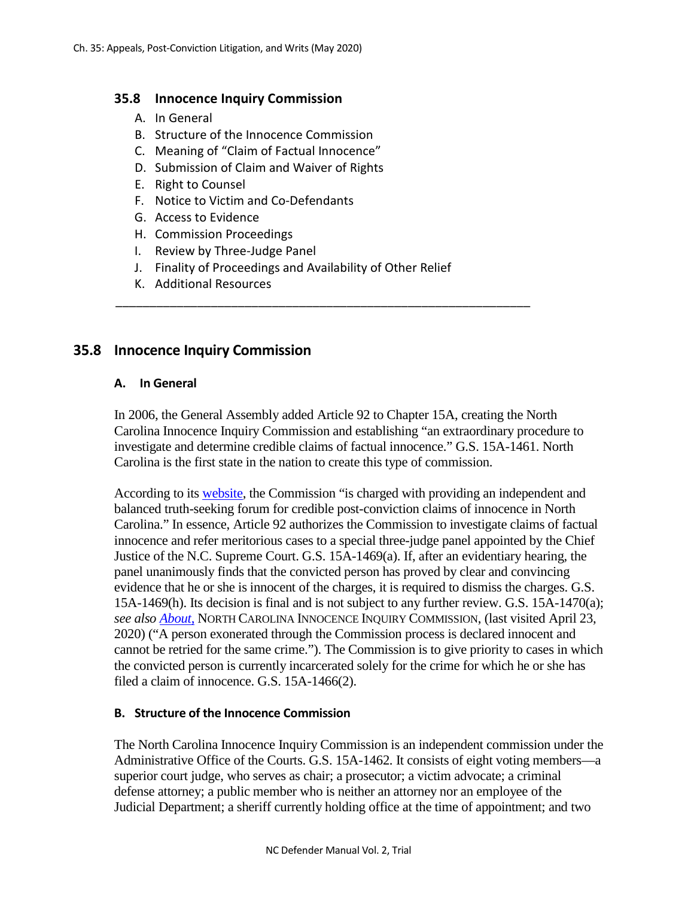## 35.8 Innocence Inquiry Commission

A. In General
B. Structure of the Innocence Commission
C. Meaning of "Claim of Factual Innocence"
D. Submission of Claim and Waiver of Rights
E. Right to Counsel
F. Notice to Victim and Co-Defendants
G. Access to Evidence
H. Commission Proceedings
I. Review by Three-Judge Panel
J. Finality of Proceedings and Availability of Other Relief
K. Additional Resources

---

## 35.8 Innocence Inquiry Commission

### A. In General

In 2006, the General Assembly added Article 92 to Chapter 15A, creating the North Carolina Innocence Inquiry Commission and establishing "an extraordinary procedure to investigate and determine credible claims of factual innocence." G.S. 15A-1461. North Carolina is the first state in the nation to create this type of commission.

According to its website, the Commission "is charged with providing an independent and balanced truth-seeking forum for credible post-conviction claims of innocence in North Carolina." In essence, Article 92 authorizes the Commission to investigate claims of factual innocence and refer meritorious cases to a special three-judge panel appointed by the Chief Justice of the N.C. Supreme Court. G.S. 15A-1469(a). If, after an evidentiary hearing, the panel unanimously finds that the convicted person has proved by clear and convincing evidence that he or she is innocent of the charges, it is required to dismiss the charges. G.S. 15A-1469(h). Its decision is final and is not subject to any further review. G.S. 15A-1470(a); *see also About*, NORTH CAROLINA INNOCENCE INQUIRY COMMISSION, (last visited April 23, 2020) ("A person exonerated through the Commission process is declared innocent and cannot be retried for the same crime."). The Commission is to give priority to cases in which the convicted person is currently incarcerated solely for the crime for which he or she has filed a claim of innocence. G.S. 15A-1466(2).

### B. Structure of the Innocence Commission

The North Carolina Innocence Inquiry Commission is an independent commission under the Administrative Office of the Courts. G.S. 15A-1462. It consists of eight voting members—a superior court judge, who serves as chair; a prosecutor; a victim advocate; a criminal defense attorney; a public member who is neither an attorney nor an employee of the Judicial Department; a sheriff currently holding office at the time of appointment; and two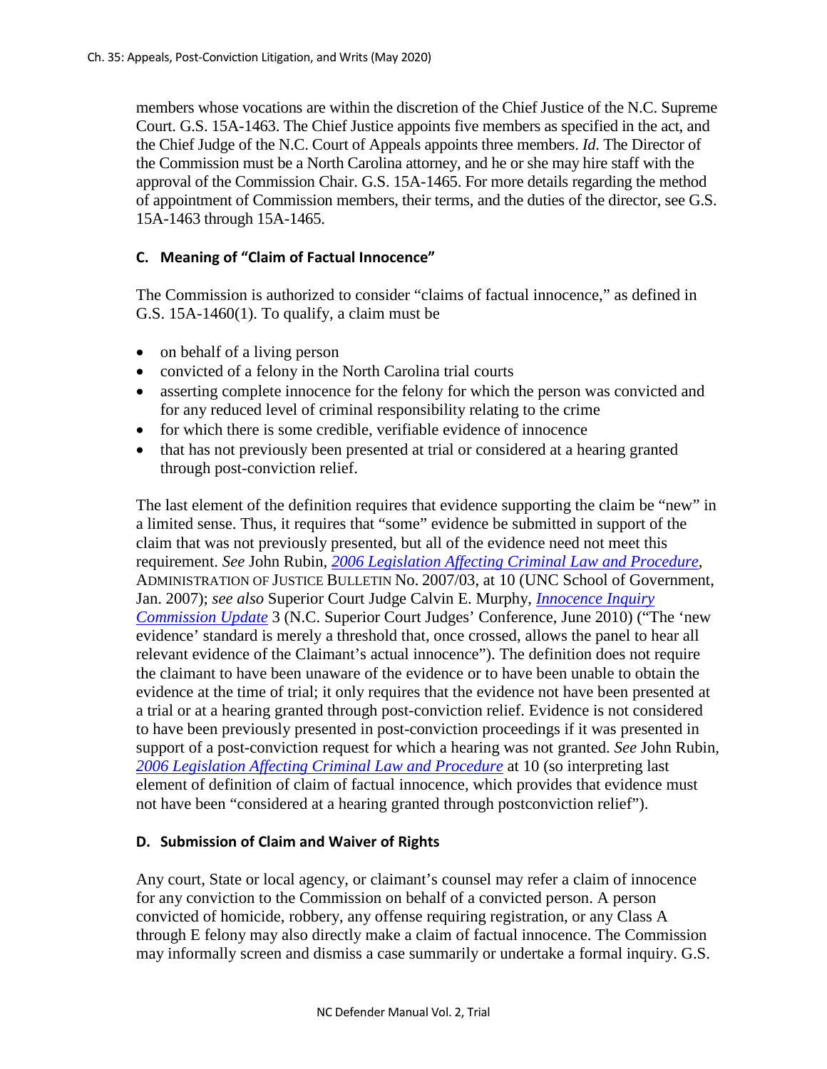members whose vocations are within the discretion of the Chief Justice of the N.C. Supreme Court. G.S. 15A-1463. The Chief Justice appoints five members as specified in the act, and the Chief Judge of the N.C. Court of Appeals appoints three members. *Id*. The Director of the Commission must be a North Carolina attorney, and he or she may hire staff with the approval of the Commission Chair. G.S. 15A-1465. For more details regarding the method of appointment of Commission members, their terms, and the duties of the director, see G.S. 15A-1463 through 15A-1465.

### C. Meaning of "Claim of Factual Innocence"

The Commission is authorized to consider "claims of factual innocence," as defined in G.S. 15A-1460(1). To qualify, a claim must be

- on behalf of a living person
- convicted of a felony in the North Carolina trial courts
- asserting complete innocence for the felony for which the person was convicted and for any reduced level of criminal responsibility relating to the crime
- for which there is some credible, verifiable evidence of innocence
- that has not previously been presented at trial or considered at a hearing granted through post-conviction relief.

The last element of the definition requires that evidence supporting the claim be "new" in a limited sense. Thus, it requires that "some" evidence be submitted in support of the claim that was not previously presented, but all of the evidence need not meet this requirement. *See* John Rubin, *2006 Legislation Affecting Criminal Law and Procedure*, ADMINISTRATION OF JUSTICE BULLETIN No. 2007/03, at 10 (UNC School of Government, Jan. 2007); *see also* Superior Court Judge Calvin E. Murphy, *Innocence Inquiry Commission Update* 3 (N.C. Superior Court Judges' Conference, June 2010) ("The 'new evidence' standard is merely a threshold that, once crossed, allows the panel to hear all relevant evidence of the Claimant's actual innocence"). The definition does not require the claimant to have been unaware of the evidence or to have been unable to obtain the evidence at the time of trial; it only requires that the evidence not have been presented at a trial or at a hearing granted through post-conviction relief. Evidence is not considered to have been previously presented in post-conviction proceedings if it was presented in support of a post-conviction request for which a hearing was not granted. *See* John Rubin, *2006 Legislation Affecting Criminal Law and Procedure* at 10 (so interpreting last element of definition of claim of factual innocence, which provides that evidence must not have been "considered at a hearing granted through postconviction relief").

### D. Submission of Claim and Waiver of Rights

Any court, State or local agency, or claimant's counsel may refer a claim of innocence for any conviction to the Commission on behalf of a convicted person. A person convicted of homicide, robbery, any offense requiring registration, or any Class A through E felony may also directly make a claim of factual innocence. The Commission may informally screen and dismiss a case summarily or undertake a formal inquiry. G.S.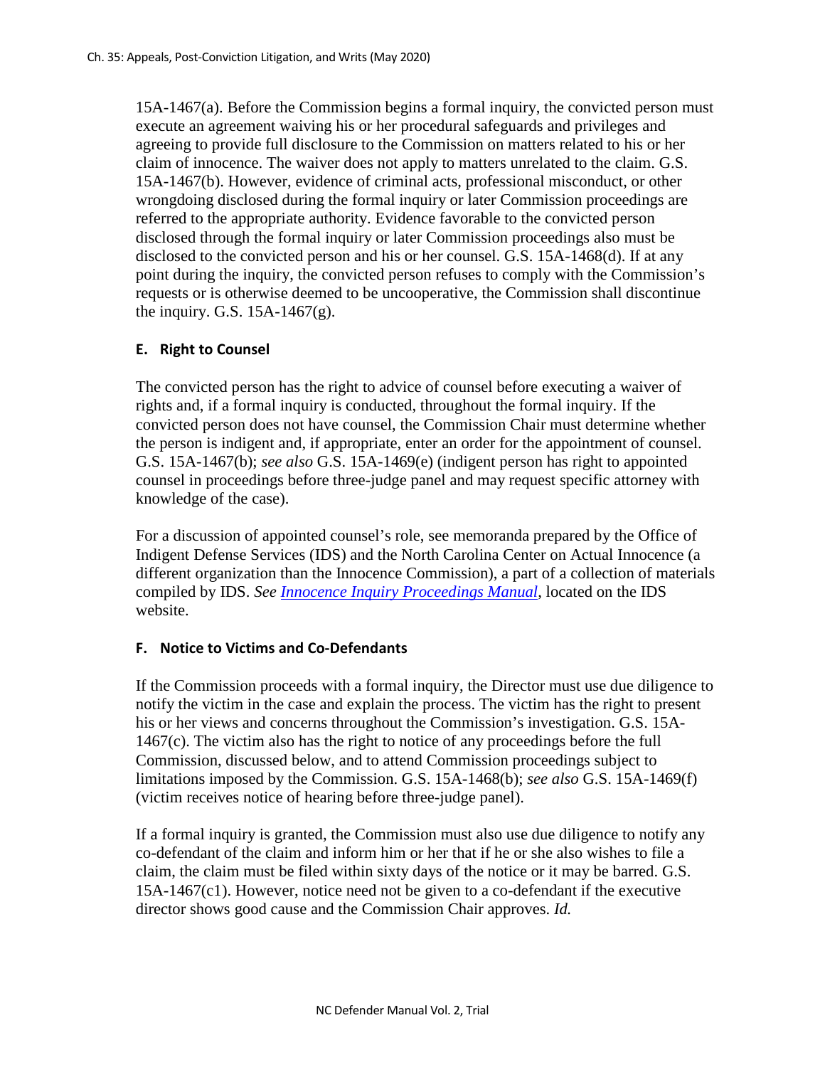15A-1467(a). Before the Commission begins a formal inquiry, the convicted person must execute an agreement waiving his or her procedural safeguards and privileges and agreeing to provide full disclosure to the Commission on matters related to his or her claim of innocence. The waiver does not apply to matters unrelated to the claim. G.S. 15A-1467(b). However, evidence of criminal acts, professional misconduct, or other wrongdoing disclosed during the formal inquiry or later Commission proceedings are referred to the appropriate authority. Evidence favorable to the convicted person disclosed through the formal inquiry or later Commission proceedings also must be disclosed to the convicted person and his or her counsel. G.S. 15A-1468(d). If at any point during the inquiry, the convicted person refuses to comply with the Commission's requests or is otherwise deemed to be uncooperative, the Commission shall discontinue the inquiry. G.S. 15A-1467(g).

### E. Right to Counsel

The convicted person has the right to advice of counsel before executing a waiver of rights and, if a formal inquiry is conducted, throughout the formal inquiry. If the convicted person does not have counsel, the Commission Chair must determine whether the person is indigent and, if appropriate, enter an order for the appointment of counsel. G.S. 15A-1467(b); *see also* G.S. 15A-1469(e) (indigent person has right to appointed counsel in proceedings before three-judge panel and may request specific attorney with knowledge of the case).

For a discussion of appointed counsel's role, see memoranda prepared by the Office of Indigent Defense Services (IDS) and the North Carolina Center on Actual Innocence (a different organization than the Innocence Commission), a part of a collection of materials compiled by IDS. *See [Innocence Inquiry Proceedings Manual](Innocence Inquiry Proceedings Manual)*, located on the IDS website.

### F. Notice to Victims and Co-Defendants

If the Commission proceeds with a formal inquiry, the Director must use due diligence to notify the victim in the case and explain the process. The victim has the right to present his or her views and concerns throughout the Commission's investigation. G.S. 15A-1467(c). The victim also has the right to notice of any proceedings before the full Commission, discussed below, and to attend Commission proceedings subject to limitations imposed by the Commission. G.S. 15A-1468(b); *see also* G.S. 15A-1469(f) (victim receives notice of hearing before three-judge panel).

If a formal inquiry is granted, the Commission must also use due diligence to notify any co-defendant of the claim and inform him or her that if he or she also wishes to file a claim, the claim must be filed within sixty days of the notice or it may be barred. G.S. 15A-1467(c1). However, notice need not be given to a co-defendant if the executive director shows good cause and the Commission Chair approves. *Id.*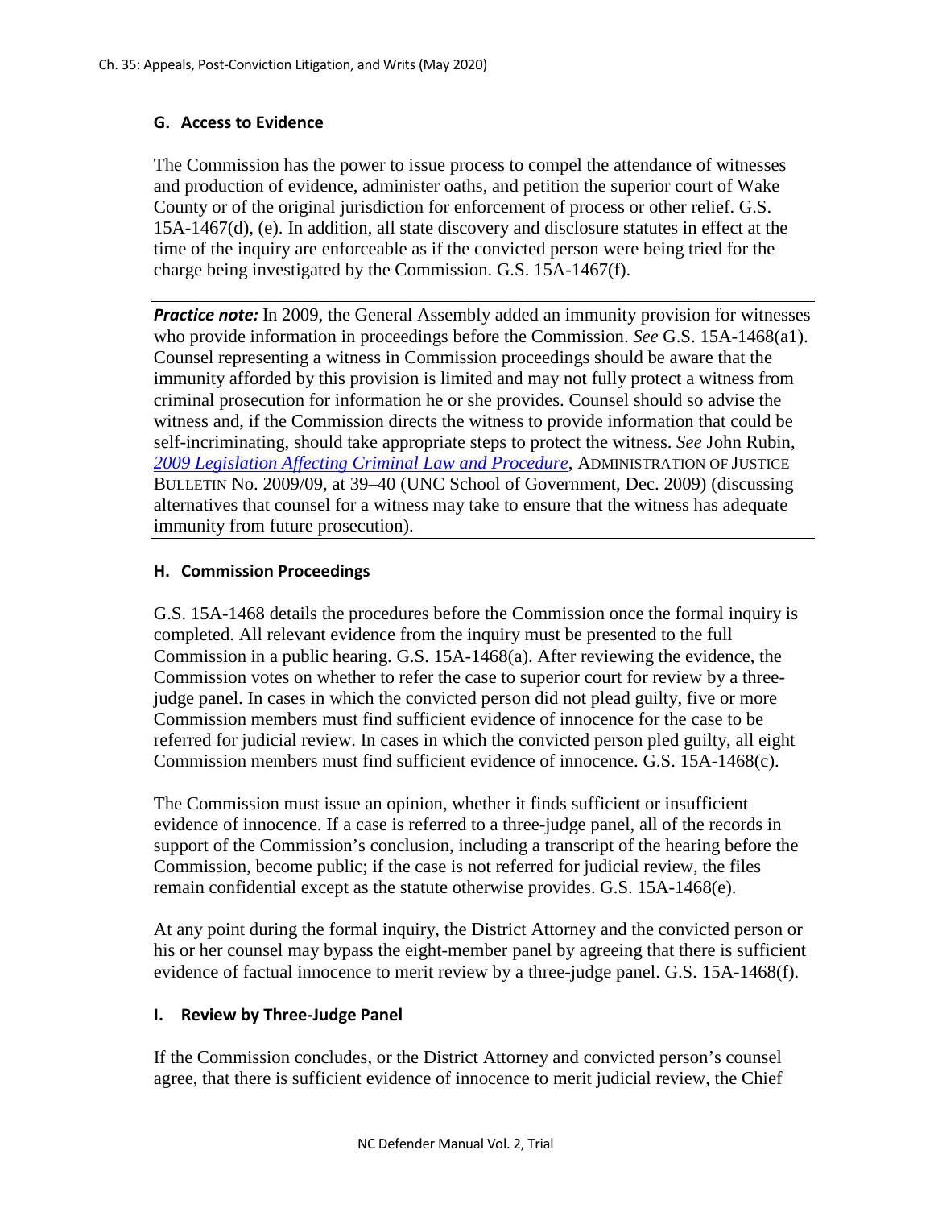## G. Access to Evidence

The Commission has the power to issue process to compel the attendance of witnesses and production of evidence, administer oaths, and petition the superior court of Wake County or of the original jurisdiction for enforcement of process or other relief. G.S. 15A-1467(d), (e). In addition, all state discovery and disclosure statutes in effect at the time of the inquiry are enforceable as if the convicted person were being tried for the charge being investigated by the Commission. G.S. 15A-1467(f).

***Practice note:*** In 2009, the General Assembly added an immunity provision for witnesses who provide information in proceedings before the Commission. *See* G.S. 15A-1468(a1). Counsel representing a witness in Commission proceedings should be aware that the immunity afforded by this provision is limited and may not fully protect a witness from criminal prosecution for information he or she provides. Counsel should so advise the witness and, if the Commission directs the witness to provide information that could be self-incriminating, should take appropriate steps to protect the witness. *See* John Rubin, *2009 Legislation Affecting Criminal Law and Procedure*, ADMINISTRATION OF JUSTICE BULLETIN No. 2009/09, at 39–40 (UNC School of Government, Dec. 2009) (discussing alternatives that counsel for a witness may take to ensure that the witness has adequate immunity from future prosecution).

## H. Commission Proceedings

G.S. 15A-1468 details the procedures before the Commission once the formal inquiry is completed. All relevant evidence from the inquiry must be presented to the full Commission in a public hearing. G.S. 15A-1468(a). After reviewing the evidence, the Commission votes on whether to refer the case to superior court for review by a three-judge panel. In cases in which the convicted person did not plead guilty, five or more Commission members must find sufficient evidence of innocence for the case to be referred for judicial review. In cases in which the convicted person pled guilty, all eight Commission members must find sufficient evidence of innocence. G.S. 15A-1468(c).

The Commission must issue an opinion, whether it finds sufficient or insufficient evidence of innocence. If a case is referred to a three-judge panel, all of the records in support of the Commission's conclusion, including a transcript of the hearing before the Commission, become public; if the case is not referred for judicial review, the files remain confidential except as the statute otherwise provides. G.S. 15A-1468(e).

At any point during the formal inquiry, the District Attorney and the convicted person or his or her counsel may bypass the eight-member panel by agreeing that there is sufficient evidence of factual innocence to merit review by a three-judge panel. G.S. 15A-1468(f).

## I. Review by Three-Judge Panel

If the Commission concludes, or the District Attorney and convicted person's counsel agree, that there is sufficient evidence of innocence to merit judicial review, the Chief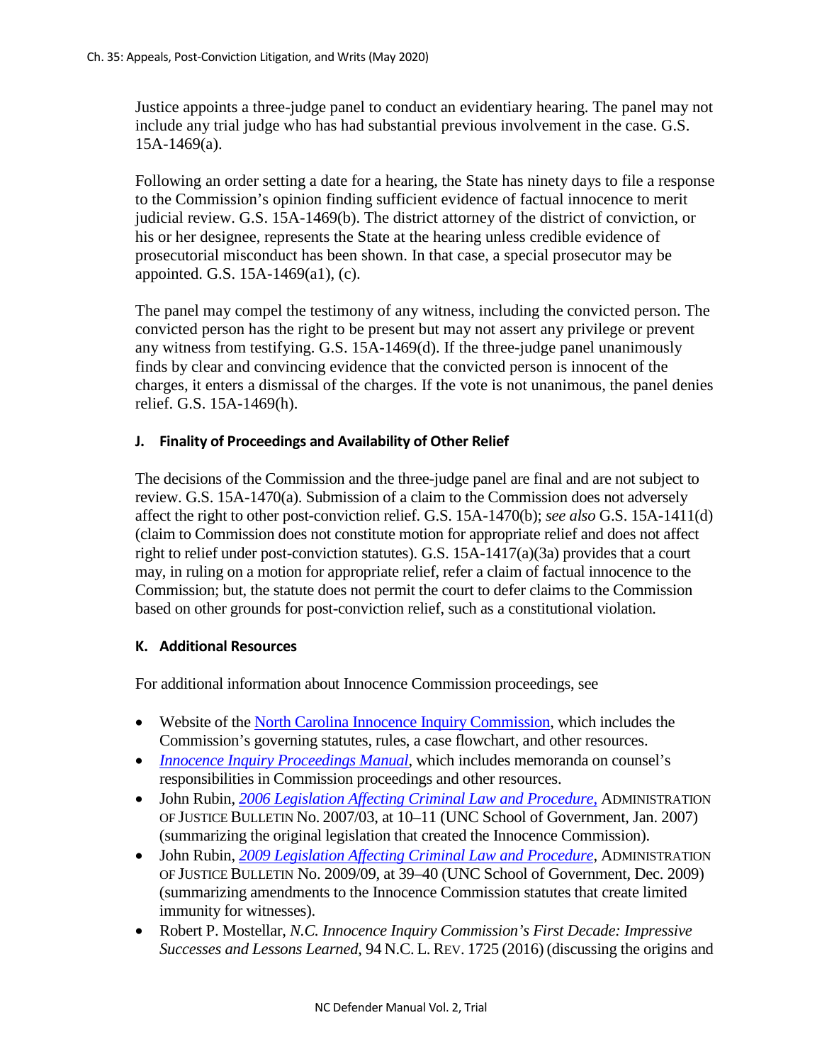Justice appoints a three-judge panel to conduct an evidentiary hearing. The panel may not include any trial judge who has had substantial previous involvement in the case. G.S. 15A-1469(a).

Following an order setting a date for a hearing, the State has ninety days to file a response to the Commission's opinion finding sufficient evidence of factual innocence to merit judicial review. G.S. 15A-1469(b). The district attorney of the district of conviction, or his or her designee, represents the State at the hearing unless credible evidence of prosecutorial misconduct has been shown. In that case, a special prosecutor may be appointed. G.S. 15A-1469(a1), (c).

The panel may compel the testimony of any witness, including the convicted person. The convicted person has the right to be present but may not assert any privilege or prevent any witness from testifying. G.S. 15A-1469(d). If the three-judge panel unanimously finds by clear and convincing evidence that the convicted person is innocent of the charges, it enters a dismissal of the charges. If the vote is not unanimous, the panel denies relief. G.S. 15A-1469(h).

#### J. Finality of Proceedings and Availability of Other Relief

The decisions of the Commission and the three-judge panel are final and are not subject to review. G.S. 15A-1470(a). Submission of a claim to the Commission does not adversely affect the right to other post-conviction relief. G.S. 15A-1470(b); *see also* G.S. 15A-1411(d) (claim to Commission does not constitute motion for appropriate relief and does not affect right to relief under post-conviction statutes). G.S. 15A-1417(a)(3a) provides that a court may, in ruling on a motion for appropriate relief, refer a claim of factual innocence to the Commission; but, the statute does not permit the court to defer claims to the Commission based on other grounds for post-conviction relief, such as a constitutional violation.

#### K. Additional Resources

For additional information about Innocence Commission proceedings, see

- Website of the North Carolina Innocence Inquiry Commission, which includes the Commission's governing statutes, rules, a case flowchart, and other resources.
- *Innocence Inquiry Proceedings Manual*, which includes memoranda on counsel's responsibilities in Commission proceedings and other resources.
- John Rubin, *2006 Legislation Affecting Criminal Law and Procedure*, ADMINISTRATION OF JUSTICE BULLETIN No. 2007/03, at 10–11 (UNC School of Government, Jan. 2007) (summarizing the original legislation that created the Innocence Commission).
- John Rubin, *2009 Legislation Affecting Criminal Law and Procedure*, ADMINISTRATION OF JUSTICE BULLETIN No. 2009/09, at 39–40 (UNC School of Government, Dec. 2009) (summarizing amendments to the Innocence Commission statutes that create limited immunity for witnesses).
- Robert P. Mostellar, *N.C. Innocence Inquiry Commission's First Decade: Impressive Successes and Lessons Learned*, 94 N.C. L. REV. 1725 (2016) (discussing the origins and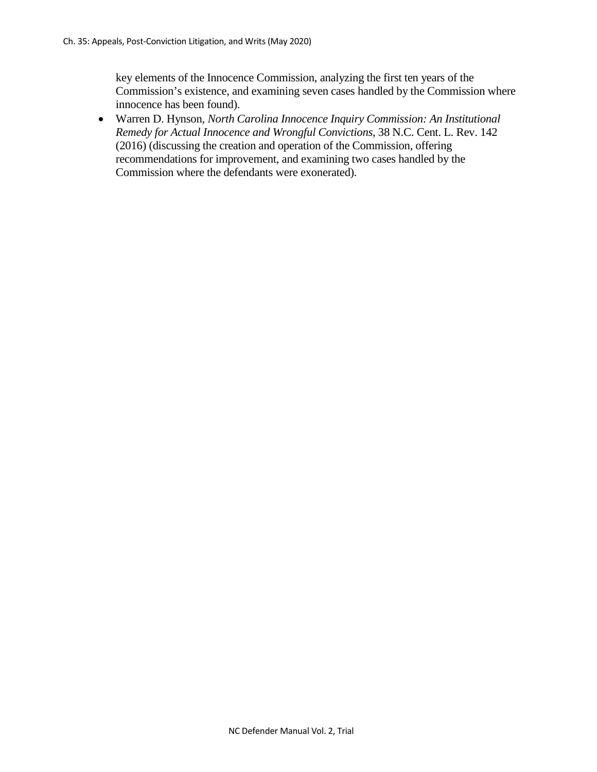key elements of the Innocence Commission, analyzing the first ten years of the Commission's existence, and examining seven cases handled by the Commission where innocence has been found).

- Warren D. Hynson, *North Carolina Innocence Inquiry Commission: An Institutional Remedy for Actual Innocence and Wrongful Convictions*, 38 N.C. Cent. L. Rev. 142 (2016) (discussing the creation and operation of the Commission, offering recommendations for improvement, and examining two cases handled by the Commission where the defendants were exonerated).